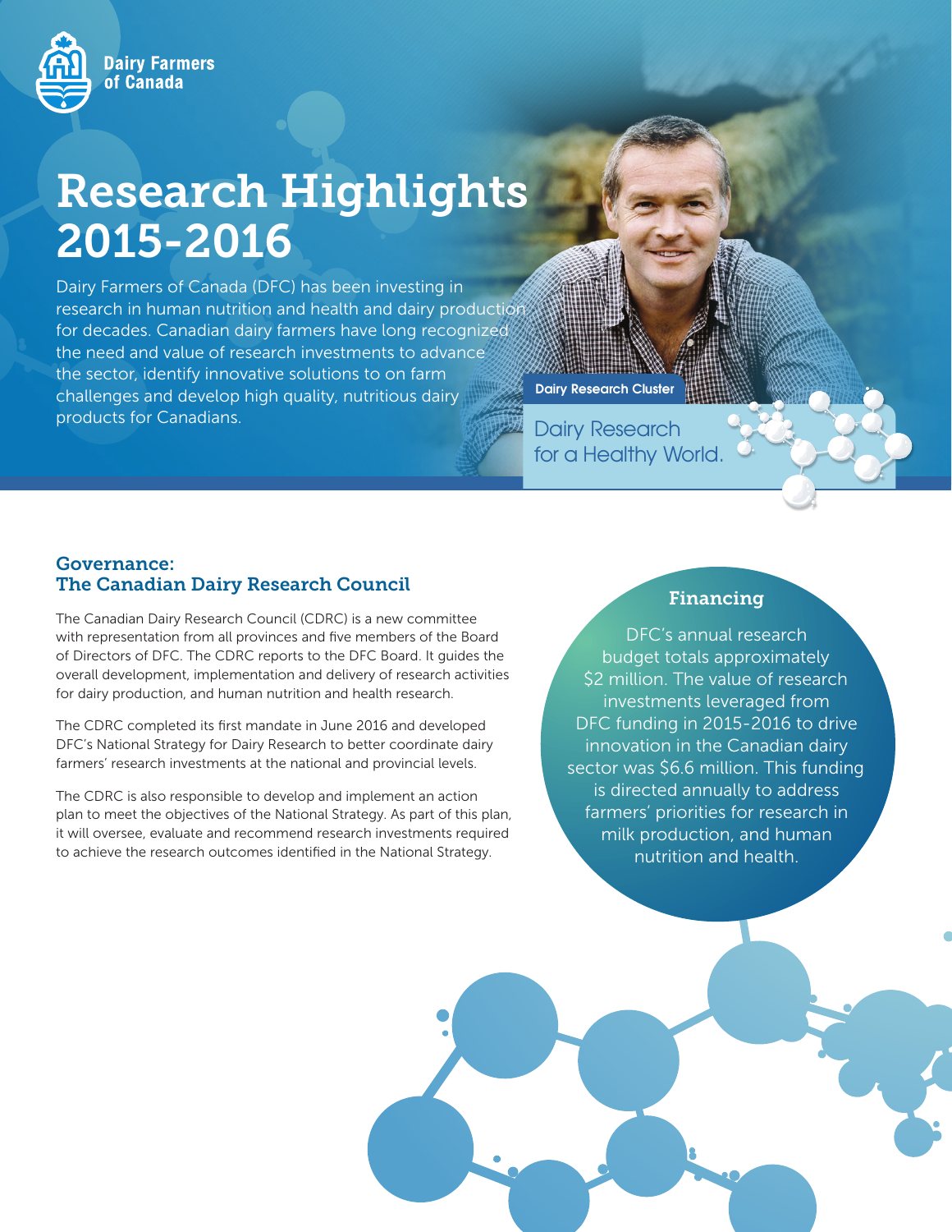Dairy Farmers of Canada

# Research Highlights 2015-2016

Dairy Farmers of Canada (DFC) has been investing in research in human nutrition and health and dairy production for decades. Canadian dairy farmers have long recognized the need and value of research investments to advance the sector, identify innovative solutions to on farm challenges and develop high quality, nutritious dairy products for Canadians.

Dairy Research Cluster

Dairy Research for a Healthy World.

## Governance: The Canadian Dairy Research Council

The Canadian Dairy Research Council (CDRC) is a new committee with representation from all provinces and five members of the Board of Directors of DFC. The CDRC reports to the DFC Board. It guides the overall development, implementation and delivery of research activities for dairy production, and human nutrition and health research.

The CDRC completed its first mandate in June 2016 and developed DFC's National Strategy for Dairy Research to better coordinate dairy farmers' research investments at the national and provincial levels.

The CDRC is also responsible to develop and implement an action plan to meet the objectives of the National Strategy. As part of this plan, it will oversee, evaluate and recommend research investments required to achieve the research outcomes identified in the National Strategy.

## Financing

DFC's annual research budget totals approximately $2 million. The value of research investments leveraged from DFC funding in 2015-2016 to drive innovation in the Canadian dairy sector was $6.6 million. This funding is directed annually to address farmers' priorities for research in milk production, and human nutrition and health.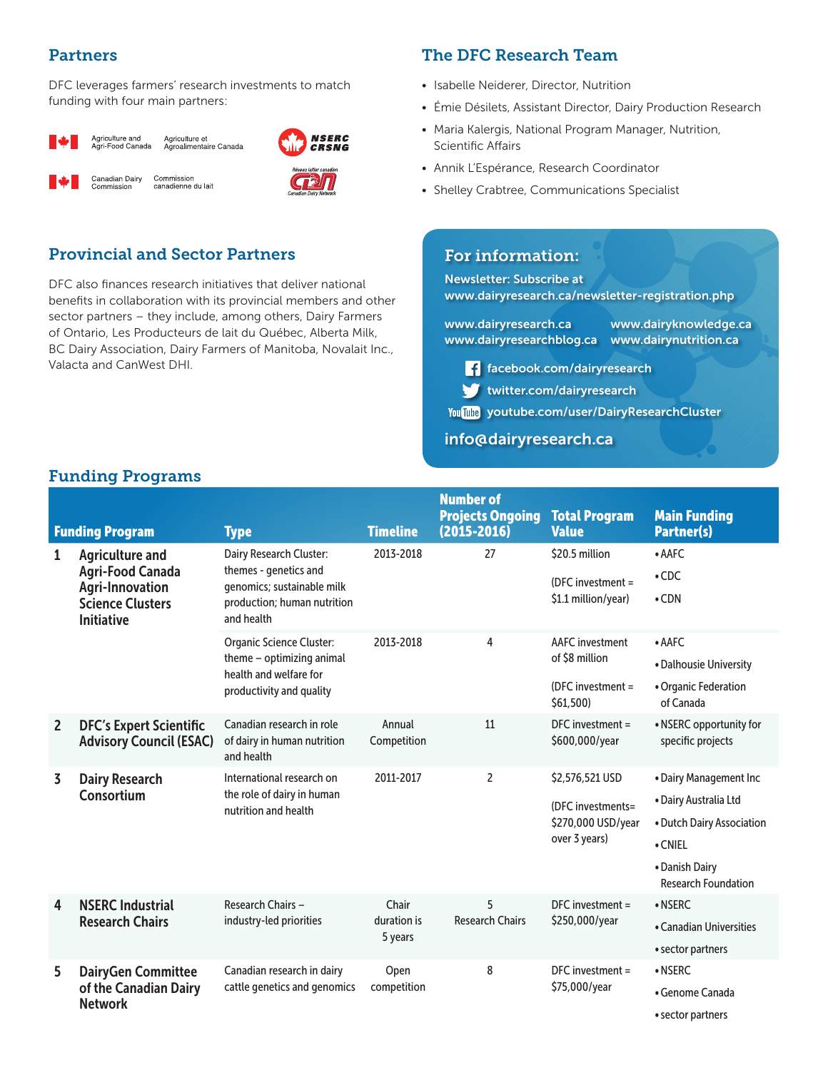## Partners

DFC leverages farmers' research investments to match funding with four main partners:

Agriculture and Agri-Food Canada / Agriculture et Agroalimentaire Canada

NSERC CRSNG

Canadian Dairy Commission / Commission canadienne du lait

Réseau laitier canadien / Canadian Dairy Network

## The DFC Research Team

- Isabelle Neiderer, Director, Nutrition
- Émie Désilets, Assistant Director, Dairy Production Research
- Maria Kalergis, National Program Manager, Nutrition, Scientific Affairs
- Annik L'Espérance, Research Coordinator
- Shelley Crabtree, Communications Specialist

## Provincial and Sector Partners

DFC also finances research initiatives that deliver national benefits in collaboration with its provincial members and other sector partners – they include, among others, Dairy Farmers of Ontario, Les Producteurs de lait du Québec, Alberta Milk, BC Dairy Association, Dairy Farmers of Manitoba, Novalait Inc., Valacta and CanWest DHI.

## For information:

Newsletter: Subscribe at www.dairyresearch.ca/newsletter-registration.php

www.dairyresearch.ca
www.dairyresearchblog.ca
www.dairyknowledge.ca
www.dairynutrition.ca

facebook.com/dairyresearch
twitter.com/dairyresearch
youtube.com/user/DairyResearchCluster

info@dairyresearch.ca

## Funding Programs

| | Funding Program | Type | Timeline | Number of Projects Ongoing (2015-2016) | Total Program Value | Main Funding Partner(s) |
|---|---|---|---|---|---|---|
| 1 | **Agriculture and Agri-Food Canada Agri-Innovation Science Clusters Initiative** | Dairy Research Cluster: themes - genetics and genomics; sustainable milk production; human nutrition and health | 2013-2018 | 27 | $20.5 million (DFC investment = $1.1 million/year) | • AAFC • CDC • CDN |
| | | Organic Science Cluster: theme – optimizing animal health and welfare for productivity and quality | 2013-2018 | 4 | AAFC investment of $8 million (DFC investment = $61,500) | • AAFC • Dalhousie University • Organic Federation of Canada |
| 2 | **DFC's Expert Scientific Advisory Council (ESAC)** | Canadian research in role of dairy in human nutrition and health | Annual Competition | 11 | DFC investment = $600,000/year | • NSERC opportunity for specific projects |
| 3 | **Dairy Research Consortium** | International research on the role of dairy in human nutrition and health | 2011-2017 | 2 | $2,576,521 USD (DFC investments= $270,000 USD/year over 3 years) | • Dairy Management Inc • Dairy Australia Ltd • Dutch Dairy Association • CNIEL • Danish Dairy Research Foundation |
| 4 | **NSERC Industrial Research Chairs** | Research Chairs – industry-led priorities | Chair duration is 5 years | 5 Research Chairs | DFC investment = $250,000/year | • NSERC • Canadian Universities • sector partners |
| 5 | **DairyGen Committee of the Canadian Dairy Network** | Canadian research in dairy cattle genetics and genomics | Open competition | 8 | DFC investment = $75,000/year | • NSERC • Genome Canada • sector partners |